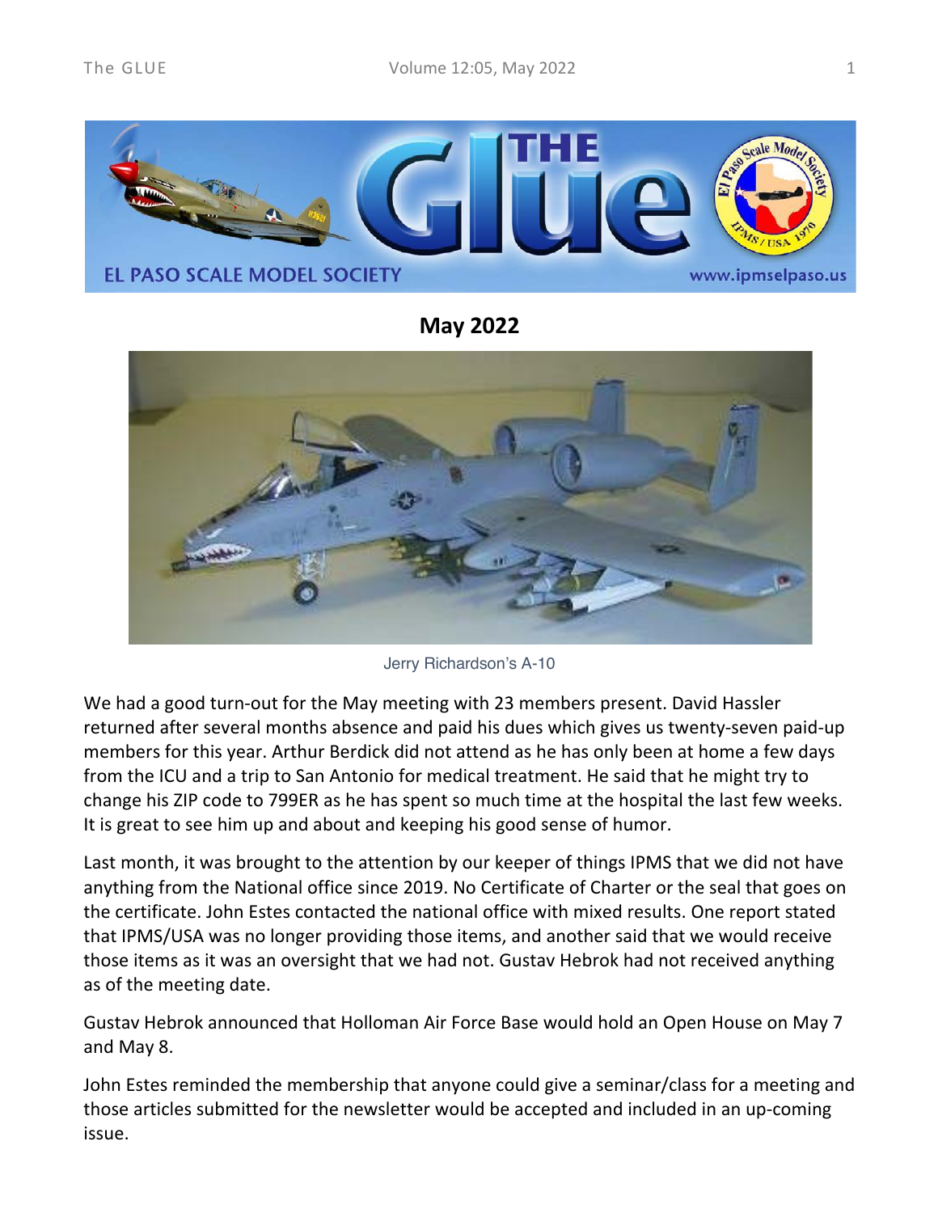# May 2022

Jerry Richardson's A-10

We had a good turn-out for the May meeting with 23 members present. David Hassler returned after several months absence and paid his dues which gives us twenty-seven paid-up members for this year. Arthur Berdick did not attend as he has only been at home a few days from the ICU and a trip to San Antonio for medical treatment. He said that he might try to change his ZIP code to 799ER as he has spent so much time at the hospital the last few weeks. It is great to see him up and about and keeping his good sense of humor.

Last month, it was brought to the attention by our keeper of things IPMS that we did not have anything from the National office since 2019. No Certificate of Charter or the seal that goes on the certificate. John Estes contacted the national office with mixed results. One report stated that IPMS/USA was no longer providing those items, and another said that we would receive those items as it was an oversight that we had not. Gustav Hebrok had not received anything as of the meeting date.

Gustav Hebrok announced that Holloman Air Force Base would hold an Open House on May 7 and May 8.

John Estes reminded the membership that anyone could give a seminar/class for a meeting and those articles submitted for the newsletter would be accepted and included in an up-coming issue.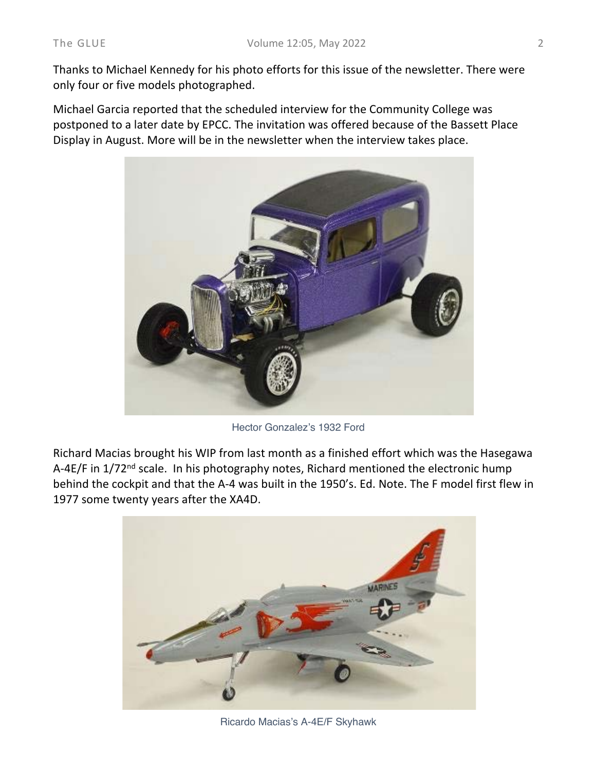Thanks to Michael Kennedy for his photo efforts for this issue of the newsletter. There were only four or five models photographed.

Michael Garcia reported that the scheduled interview for the Community College was postponed to a later date by EPCC. The invitation was offered because of the Bassett Place Display in August. More will be in the newsletter when the interview takes place.

Hector Gonzalez's 1932 Ford

Richard Macias brought his WIP from last month as a finished effort which was the Hasegawa A-4E/F in 1/72nd scale. In his photography notes, Richard mentioned the electronic hump behind the cockpit and that the A-4 was built in the 1950's. Ed. Note. The F model first flew in 1977 some twenty years after the XA4D.

Ricardo Macias's A-4E/F Skyhawk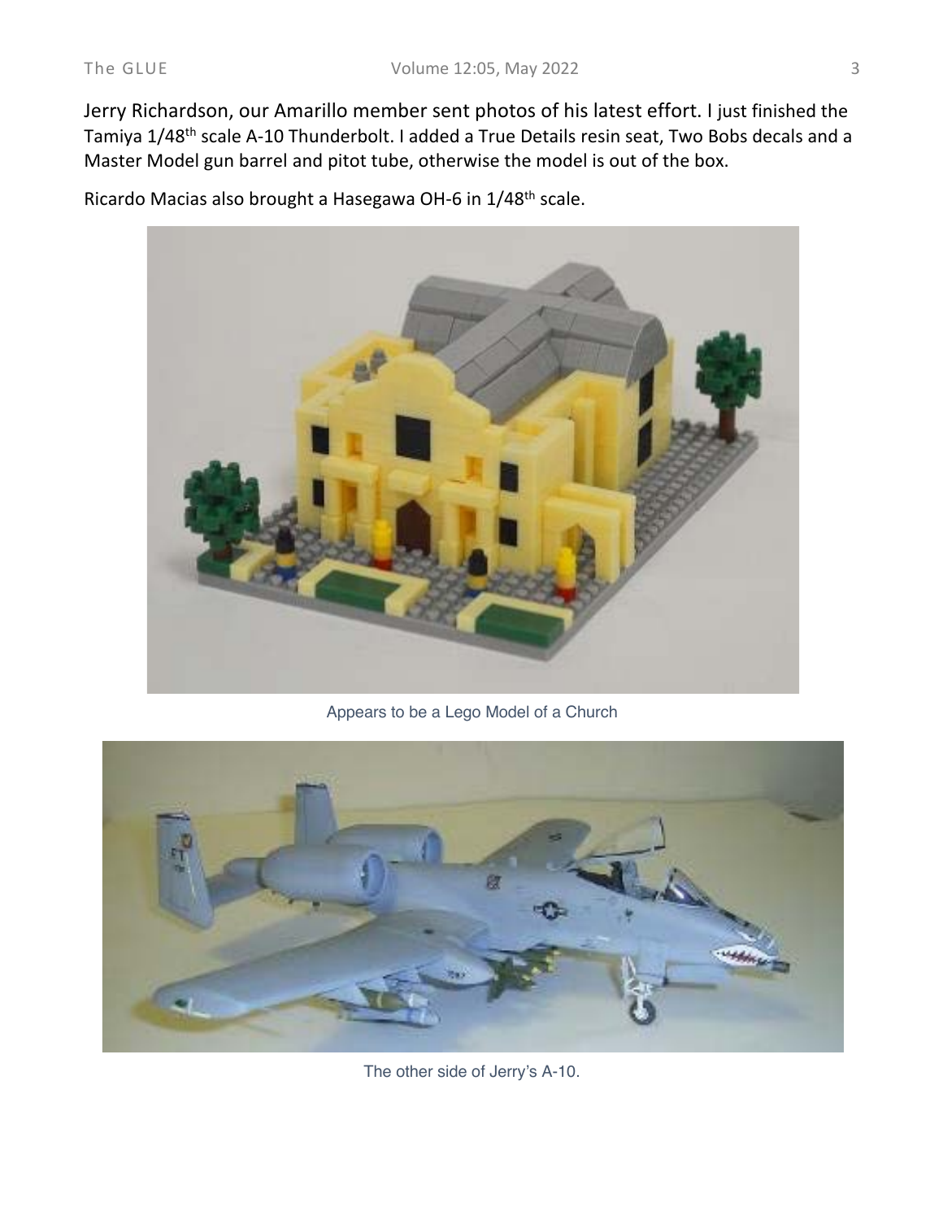Jerry Richardson, our Amarillo member sent photos of his latest effort. I just finished the Tamiya 1/48th scale A-10 Thunderbolt. I added a True Details resin seat, Two Bobs decals and a Master Model gun barrel and pitot tube, otherwise the model is out of the box.

Ricardo Macias also brought a Hasegawa OH-6 in 1/48th scale.

Appears to be a Lego Model of a Church

The other side of Jerry's A-10.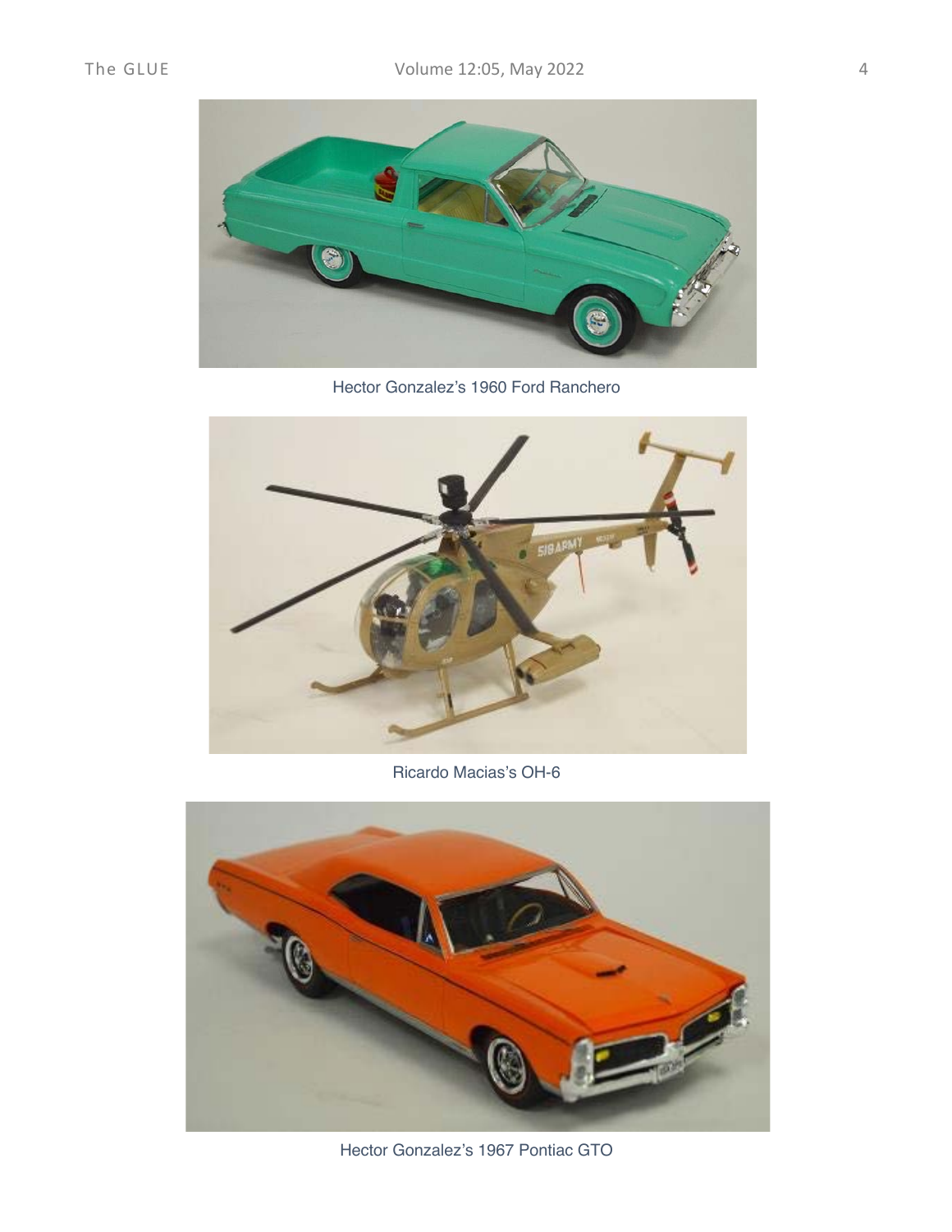Hector Gonzalez's 1960 Ford Ranchero

Ricardo Macias's OH-6

Hector Gonzalez's 1967 Pontiac GTO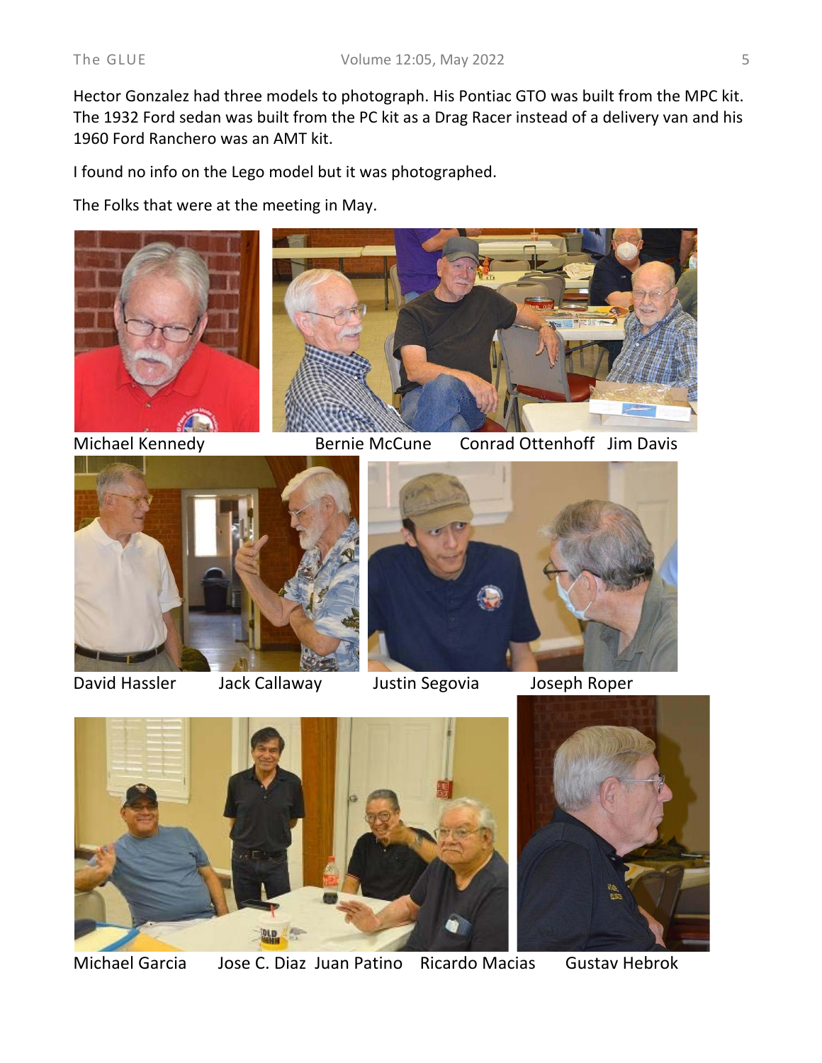Hector Gonzalez had three models to photograph. His Pontiac GTO was built from the MPC kit. The 1932 Ford sedan was built from the PC kit as a Drag Racer instead of a delivery van and his 1960 Ford Ranchero was an AMT kit.

I found no info on the Lego model but it was photographed.

The Folks that were at the meeting in May.

Michael Kennedy

Bernie McCune Conrad Ottenhoff Jim Davis

David Hassler Jack Callaway

Justin Segovia Joseph Roper

Michael Garcia Jose C. Diaz Juan Patino Ricardo Macias

Gustav Hebrok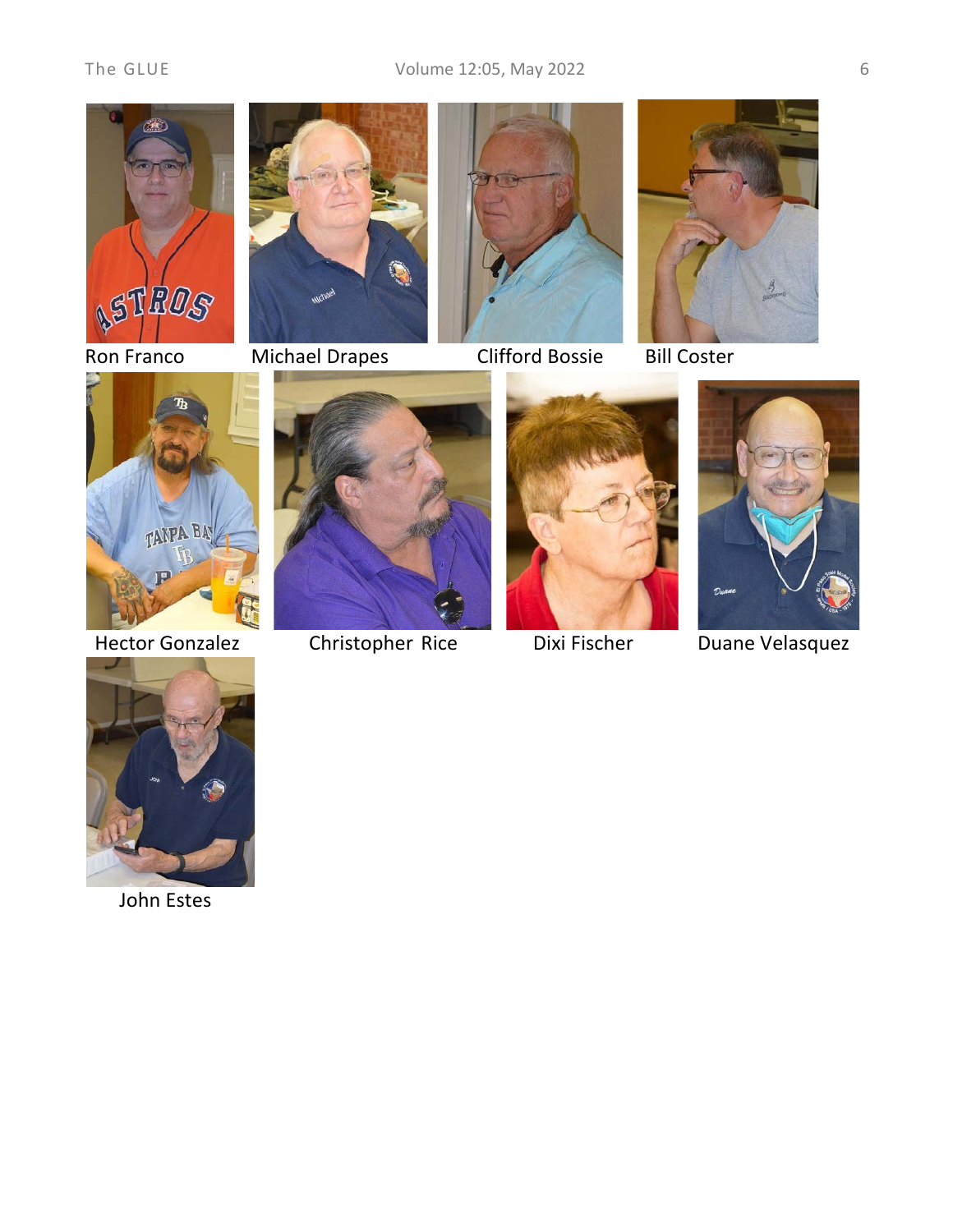Ron Franco

Michael Drapes

Clifford Bossie

Bill Coster

Hector Gonzalez

Christopher Rice

Dixi Fischer

Duane Velasquez

John Estes